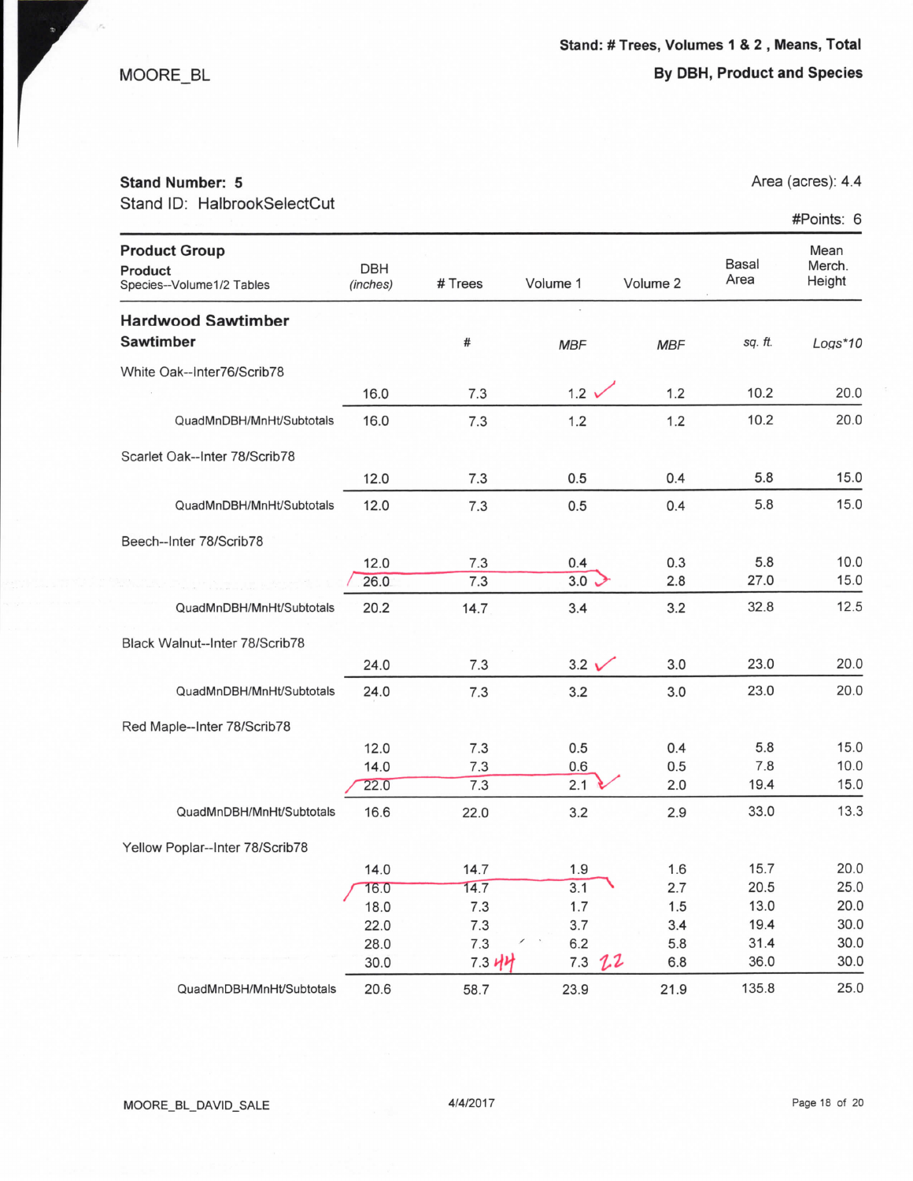MOORE_BL

**Stand: # Trees, Volumes 1 & 2 , Means, Total**
**By DBH, Product and Species**

**Stand Number: 5**
Stand ID: HalbrookSelectCut

Area (acres): 4.4
#Points: 6

| Product Group / Product / Species--Volume1/2 Tables | DBH (inches) | # Trees | Volume 1 | Volume 2 | Basal Area | Mean Merch. Height |
|---|---|---|---|---|---|---|
| **Hardwood Sawtimber** | | | | | | |
| **Sawtimber** | | # | *MBF* | *MBF* | *sq. ft.* | *Logs*10* |
| White Oak--Inter76/Scrib78 | | | | | | |
| | 16.0 | 7.3 | 1.2 ✓ | 1.2 | 10.2 | 20.0 |
| QuadMnDBH/MnHt/Subtotals | 16.0 | 7.3 | 1.2 | 1.2 | 10.2 | 20.0 |
| Scarlet Oak--Inter 78/Scrib78 | | | | | | |
| | 12.0 | 7.3 | 0.5 | 0.4 | 5.8 | 15.0 |
| QuadMnDBH/MnHt/Subtotals | 12.0 | 7.3 | 0.5 | 0.4 | 5.8 | 15.0 |
| Beech--Inter 78/Scrib78 | | | | | | |
| | 12.0 | 7.3 | 0.4 | 0.3 | 5.8 | 10.0 |
| | 26.0 | 7.3 | 3.0 | 2.8 | 27.0 | 15.0 |
| QuadMnDBH/MnHt/Subtotals | 20.2 | 14.7 | 3.4 | 3.2 | 32.8 | 12.5 |
| Black Walnut--Inter 78/Scrib78 | | | | | | |
| | 24.0 | 7.3 | 3.2 ✓ | 3.0 | 23.0 | 20.0 |
| QuadMnDBH/MnHt/Subtotals | 24.0 | 7.3 | 3.2 | 3.0 | 23.0 | 20.0 |
| Red Maple--Inter 78/Scrib78 | | | | | | |
| | 12.0 | 7.3 | 0.5 | 0.4 | 5.8 | 15.0 |
| | 14.0 | 7.3 | 0.6 | 0.5 | 7.8 | 10.0 |
| | 22.0 | 7.3 | 2.1 ✓ | 2.0 | 19.4 | 15.0 |
| QuadMnDBH/MnHt/Subtotals | 16.6 | 22.0 | 3.2 | 2.9 | 33.0 | 13.3 |
| Yellow Poplar--Inter 78/Scrib78 | | | | | | |
| | 14.0 | 14.7 | 1.9 | 1.6 | 15.7 | 20.0 |
| | 16.0 | 14.7 | 3.1 | 2.7 | 20.5 | 25.0 |
| | 18.0 | 7.3 | 1.7 | 1.5 | 13.0 | 20.0 |
| | 22.0 | 7.3 | 3.7 | 3.4 | 19.4 | 30.0 |
| | 28.0 | 7.3 | 6.2 | 5.8 | 31.4 | 30.0 |
| | 30.0 | 7.3 44 | 7.3 22 | 6.8 | 36.0 | 30.0 |
| QuadMnDBH/MnHt/Subtotals | 20.6 | 58.7 | 23.9 | 21.9 | 135.8 | 25.0 |

MOORE_BL_DAVID_SALE    4/4/2017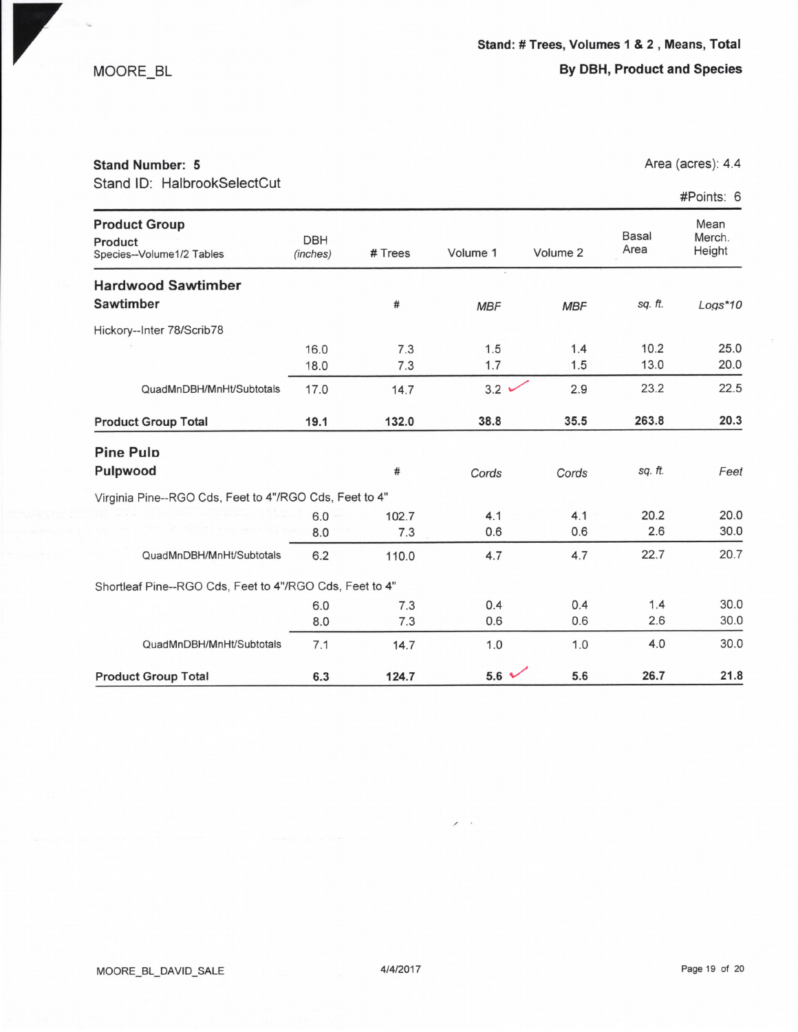MOORE_BL

**Stand: # Trees, Volumes 1 & 2 , Means, Total**
**By DBH, Product and Species**

**Stand Number: 5**
Stand ID: HalbrookSelectCut

Area (acres): 4.4
#Points: 6

| Product Group / Product / Species--Volume1/2 Tables | DBH *(inches)* | # Trees | Volume 1 | Volume 2 | Basal Area | Mean Merch. Height |
|---|---|---|---|---|---|---|
| **Hardwood Sawtimber** | | | | | | |
| **Sawtimber** | | # | *MBF* | *MBF* | *sq. ft.* | *Logs*10* |
| Hickory--Inter 78/Scrib78 | | | | | | |
| | 16.0 | 7.3 | 1.5 | 1.4 | 10.2 | 25.0 |
| | 18.0 | 7.3 | 1.7 | 1.5 | 13.0 | 20.0 |
| QuadMnDBH/MnHt/Subtotals | 17.0 | 14.7 | 3.2 ✓ | 2.9 | 23.2 | 22.5 |
| **Product Group Total** | **19.1** | **132.0** | **38.8** | **35.5** | **263.8** | **20.3** |
| **Pine Pulp** | | | | | | |
| **Pulpwood** | | # | *Cords* | *Cords* | *sq. ft.* | *Feet* |
| Virginia Pine--RGO Cds, Feet to 4"/RGO Cds, Feet to 4" | | | | | | |
| | 6.0 | 102.7 | 4.1 | 4.1 | 20.2 | 20.0 |
| | 8.0 | 7.3 | 0.6 | 0.6 | 2.6 | 30.0 |
| QuadMnDBH/MnHt/Subtotals | 6.2 | 110.0 | 4.7 | 4.7 | 22.7 | 20.7 |
| Shortleaf Pine--RGO Cds, Feet to 4"/RGO Cds, Feet to 4" | | | | | | |
| | 6.0 | 7.3 | 0.4 | 0.4 | 1.4 | 30.0 |
| | 8.0 | 7.3 | 0.6 | 0.6 | 2.6 | 30.0 |
| QuadMnDBH/MnHt/Subtotals | 7.1 | 14.7 | 1.0 | 1.0 | 4.0 | 30.0 |
| **Product Group Total** | **6.3** | **124.7** | **5.6** ✓ | **5.6** | **26.7** | **21.8** |

MOORE_BL_DAVID_SALE    4/4/2017